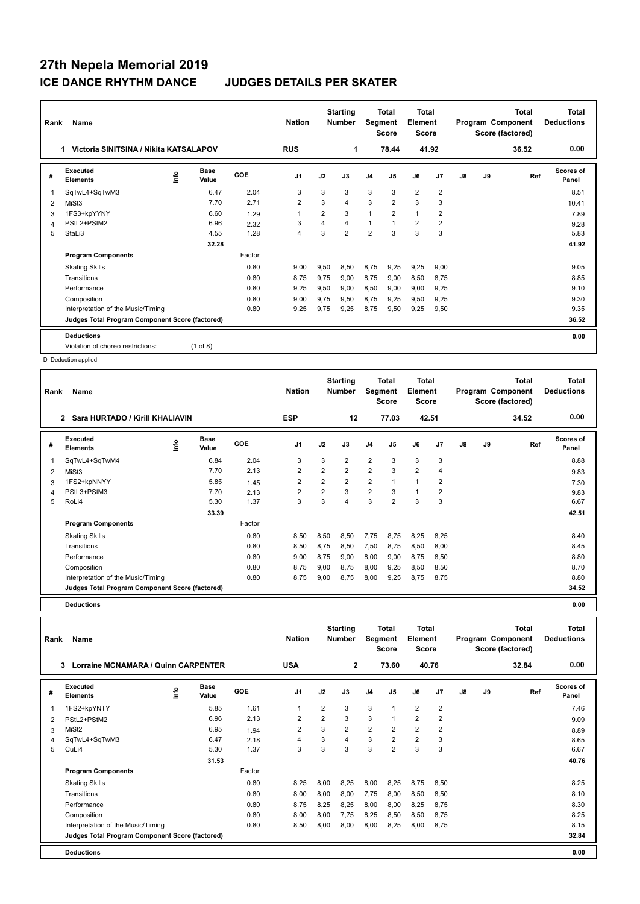# 27th Nepela Memorial 2019

## ICE DANCE RHYTHM DANCE JUDGES DETAILS PER SKATER

| Rank | Name | Nation | Starting Number | Total Segment Score | Total Element Score | Total Program Component Score (factored) | Total Deductions |
|---|---|---|---|---|---|---|---|
| 1 | Victoria SINITSINA / Nikita KATSALAPOV | RUS | 1 | 78.44 | 41.92 | 36.52 | 0.00 |

| # | Executed Elements | Info | Base Value | GOE | J1 | J2 | J3 | J4 | J5 | J6 | J7 | J8 | J9 | Ref | Scores of Panel |
|---|---|---|---|---|---|---|---|---|---|---|---|---|---|---|---|
| 1 | SqTwL4+SqTwM3 | | 6.47 | 2.04 | 3 | 3 | 3 | 3 | 3 | 2 | 2 | | | | 8.51 |
| 2 | MiSt3 | | 7.70 | 2.71 | 2 | 3 | 4 | 3 | 2 | 3 | 3 | | | | 10.41 |
| 3 | 1FS3+kpYYNY | | 6.60 | 1.29 | 1 | 2 | 3 | 1 | 2 | 1 | 2 | | | | 7.89 |
| 4 | PStL2+PStM2 | | 6.96 | 2.32 | 3 | 4 | 4 | 1 | 1 | 2 | 2 | | | | 9.28 |
| 5 | StaLi3 | | 4.55 | 1.28 | 4 | 3 | 2 | 2 | 3 | 3 | 3 | | | | 5.83 |
| | | | 32.28 | | | | | | | | | | | | 41.92 |
| | **Program Components** | | | Factor | | | | | | | | | | | |
| | Skating Skills | | | 0.80 | 9,00 | 9,50 | 8,50 | 8,75 | 9,25 | 9,25 | 9,00 | | | | 9.05 |
| | Transitions | | | 0.80 | 8,75 | 9,75 | 9,00 | 8,75 | 9,00 | 8,50 | 8,75 | | | | 8.85 |
| | Performance | | | 0.80 | 9,25 | 9,50 | 9,00 | 8,50 | 9,00 | 9,00 | 9,25 | | | | 9.10 |
| | Composition | | | 0.80 | 9,00 | 9,75 | 9,50 | 8,75 | 9,25 | 9,50 | 9,25 | | | | 9.30 |
| | Interpretation of the Music/Timing | | | 0.80 | 9,25 | 9,75 | 9,25 | 8,75 | 9,50 | 9,25 | 9,50 | | | | 9.35 |
| | **Judges Total Program Component Score (factored)** | | | | | | | | | | | | | | 36.52 |
| | **Deductions** | | | | | | | | | | | | | | 0.00 |
| | Violation of choreo restrictions: | | (1 of 8) | | | | | | | | | | | | |

D Deduction applied

| Rank | Name | Nation | Starting Number | Total Segment Score | Total Element Score | Total Program Component Score (factored) | Total Deductions |
|---|---|---|---|---|---|---|---|
| 2 | Sara HURTADO / Kirill KHALIAVIN | ESP | 12 | 77.03 | 42.51 | 34.52 | 0.00 |

| # | Executed Elements | Info | Base Value | GOE | J1 | J2 | J3 | J4 | J5 | J6 | J7 | J8 | J9 | Ref | Scores of Panel |
|---|---|---|---|---|---|---|---|---|---|---|---|---|---|---|---|
| 1 | SqTwL4+SqTwM4 | | 6.84 | 2.04 | 3 | 3 | 2 | 2 | 3 | 3 | 3 | | | | 8.88 |
| 2 | MiSt3 | | 7.70 | 2.13 | 2 | 2 | 2 | 2 | 3 | 2 | 4 | | | | 9.83 |
| 3 | 1FS2+kpNNYY | | 5.85 | 1.45 | 2 | 2 | 2 | 2 | 1 | 1 | 2 | | | | 7.30 |
| 4 | PStL3+PStM3 | | 7.70 | 2.13 | 2 | 2 | 3 | 2 | 3 | 1 | 2 | | | | 9.83 |
| 5 | RoLi4 | | 5.30 | 1.37 | 3 | 3 | 4 | 3 | 2 | 3 | 3 | | | | 6.67 |
| | | | 33.39 | | | | | | | | | | | | 42.51 |
| | **Program Components** | | | Factor | | | | | | | | | | | |
| | Skating Skills | | | 0.80 | 8,50 | 8,50 | 8,50 | 7,75 | 8,75 | 8,25 | 8,25 | | | | 8.40 |
| | Transitions | | | 0.80 | 8,50 | 8,75 | 8,50 | 7,50 | 8,75 | 8,50 | 8,00 | | | | 8.45 |
| | Performance | | | 0.80 | 9,00 | 8,75 | 9,00 | 8,00 | 9,00 | 8,75 | 8,50 | | | | 8.80 |
| | Composition | | | 0.80 | 8,75 | 9,00 | 8,75 | 8,00 | 9,25 | 8,50 | 8,50 | | | | 8.70 |
| | Interpretation of the Music/Timing | | | 0.80 | 8,75 | 9,00 | 8,75 | 8,00 | 9,25 | 8,75 | 8,75 | | | | 8.80 |
| | **Judges Total Program Component Score (factored)** | | | | | | | | | | | | | | 34.52 |
| | **Deductions** | | | | | | | | | | | | | | 0.00 |

| Rank | Name | Nation | Starting Number | Total Segment Score | Total Element Score | Total Program Component Score (factored) | Total Deductions |
|---|---|---|---|---|---|---|---|
| 3 | Lorraine MCNAMARA / Quinn CARPENTER | USA | 2 | 73.60 | 40.76 | 32.84 | 0.00 |

| # | Executed Elements | Info | Base Value | GOE | J1 | J2 | J3 | J4 | J5 | J6 | J7 | J8 | J9 | Ref | Scores of Panel |
|---|---|---|---|---|---|---|---|---|---|---|---|---|---|---|---|
| 1 | 1FS2+kpYNTY | | 5.85 | 1.61 | 1 | 2 | 3 | 3 | 1 | 2 | 2 | | | | 7.46 |
| 2 | PStL2+PStM2 | | 6.96 | 2.13 | 2 | 2 | 3 | 3 | 1 | 2 | 2 | | | | 9.09 |
| 3 | MiSt2 | | 6.95 | 1.94 | 2 | 3 | 2 | 2 | 2 | 2 | 2 | | | | 8.89 |
| 4 | SqTwL4+SqTwM3 | | 6.47 | 2.18 | 4 | 3 | 4 | 3 | 2 | 2 | 3 | | | | 8.65 |
| 5 | CuLi4 | | 5.30 | 1.37 | 3 | 3 | 3 | 3 | 2 | 3 | 3 | | | | 6.67 |
| | | | 31.53 | | | | | | | | | | | | 40.76 |
| | **Program Components** | | | Factor | | | | | | | | | | | |
| | Skating Skills | | | 0.80 | 8,25 | 8,00 | 8,25 | 8,00 | 8,25 | 8,75 | 8,50 | | | | 8.25 |
| | Transitions | | | 0.80 | 8,00 | 8,00 | 8,00 | 7,75 | 8,00 | 8,50 | 8,50 | | | | 8.10 |
| | Performance | | | 0.80 | 8,75 | 8,25 | 8,25 | 8,00 | 8,00 | 8,25 | 8,75 | | | | 8.30 |
| | Composition | | | 0.80 | 8,00 | 8,00 | 7,75 | 8,25 | 8,50 | 8,50 | 8,75 | | | | 8.25 |
| | Interpretation of the Music/Timing | | | 0.80 | 8,50 | 8,00 | 8,00 | 8,00 | 8,25 | 8,00 | 8,75 | | | | 8.15 |
| | **Judges Total Program Component Score (factored)** | | | | | | | | | | | | | | 32.84 |
| | **Deductions** | | | | | | | | | | | | | | 0.00 |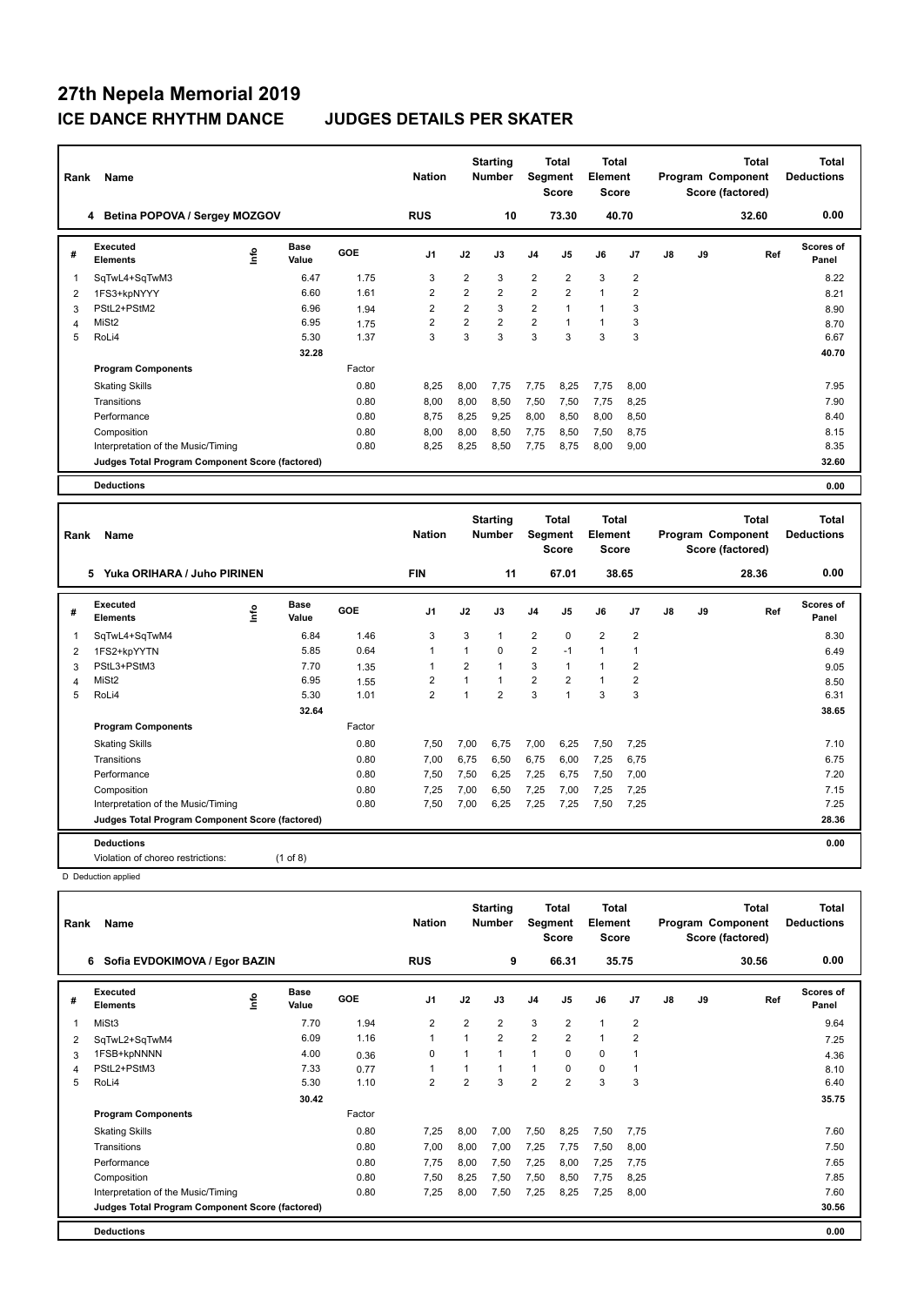# 27th Nepela Memorial 2019

## ICE DANCE RHYTHM DANCE JUDGES DETAILS PER SKATER

| Rank | Name | Nation | Starting Number | Total Segment Score | Total Element Score | Total Program Component Score (factored) | Total Deductions |
|---|---|---|---|---|---|---|---|
| 4 | Betina POPOVA / Sergey MOZGOV | RUS | 10 | 73.30 | 40.70 | 32.60 | 0.00 |

| # | Executed Elements | Info | Base Value | GOE | J1 | J2 | J3 | J4 | J5 | J6 | J7 | J8 | J9 | Ref | Scores of Panel |
|---|---|---|---|---|---|---|---|---|---|---|---|---|---|---|---|
| 1 | SqTwL4+SqTwM3 | | 6.47 | 1.75 | 3 | 2 | 3 | 2 | 2 | 3 | 2 | | | | 8.22 |
| 2 | 1FS3+kpNYYY | | 6.60 | 1.61 | 2 | 2 | 2 | 2 | 2 | 1 | 2 | | | | 8.21 |
| 3 | PStL2+PStM2 | | 6.96 | 1.94 | 2 | 2 | 3 | 2 | 1 | 1 | 3 | | | | 8.90 |
| 4 | MiSt2 | | 6.95 | 1.75 | 2 | 2 | 2 | 2 | 1 | 1 | 3 | | | | 8.70 |
| 5 | RoLi4 | | 5.30 | 1.37 | 3 | 3 | 3 | 3 | 3 | 3 | 3 | | | | 6.67 |
| | | | 32.28 | | | | | | | | | | | | 40.70 |
| | **Program Components** | | | Factor | | | | | | | | | | | |
| | Skating Skills | | | 0.80 | 8,25 | 8,00 | 7,75 | 7,75 | 8,25 | 7,75 | 8,00 | | | | 7.95 |
| | Transitions | | | 0.80 | 8,00 | 8,00 | 8,50 | 7,50 | 7,50 | 7,75 | 8,25 | | | | 7.90 |
| | Performance | | | 0.80 | 8,75 | 8,25 | 9,25 | 8,00 | 8,50 | 8,00 | 8,50 | | | | 8.40 |
| | Composition | | | 0.80 | 8,00 | 8,00 | 8,50 | 7,75 | 8,50 | 7,50 | 8,75 | | | | 8.15 |
| | Interpretation of the Music/Timing | | | 0.80 | 8,25 | 8,25 | 8,50 | 7,75 | 8,75 | 8,00 | 9,00 | | | | 8.35 |
| | **Judges Total Program Component Score (factored)** | | | | | | | | | | | | | | 32.60 |
| | **Deductions** | | | | | | | | | | | | | | 0.00 |

| Rank | Name | Nation | Starting Number | Total Segment Score | Total Element Score | Total Program Component Score (factored) | Total Deductions |
|---|---|---|---|---|---|---|---|
| 5 | Yuka ORIHARA / Juho PIRINEN | FIN | 11 | 67.01 | 38.65 | 28.36 | 0.00 |

| # | Executed Elements | Info | Base Value | GOE | J1 | J2 | J3 | J4 | J5 | J6 | J7 | J8 | J9 | Ref | Scores of Panel |
|---|---|---|---|---|---|---|---|---|---|---|---|---|---|---|---|
| 1 | SqTwL4+SqTwM4 | | 6.84 | 1.46 | 3 | 3 | 1 | 2 | 0 | 2 | 2 | | | | 8.30 |
| 2 | 1FS2+kpYYTN | | 5.85 | 0.64 | 1 | 1 | 0 | 2 | -1 | 1 | 1 | | | | 6.49 |
| 3 | PStL3+PStM3 | | 7.70 | 1.35 | 1 | 2 | 1 | 3 | 1 | 1 | 2 | | | | 9.05 |
| 4 | MiSt2 | | 6.95 | 1.55 | 2 | 1 | 1 | 2 | 2 | 1 | 2 | | | | 8.50 |
| 5 | RoLi4 | | 5.30 | 1.01 | 2 | 1 | 2 | 3 | 1 | 3 | 3 | | | | 6.31 |
| | | | 32.64 | | | | | | | | | | | | 38.65 |
| | **Program Components** | | | Factor | | | | | | | | | | | |
| | Skating Skills | | | 0.80 | 7,50 | 7,00 | 6,75 | 7,00 | 6,25 | 7,50 | 7,25 | | | | 7.10 |
| | Transitions | | | 0.80 | 7,00 | 6,75 | 6,50 | 6,75 | 6,00 | 7,25 | 6,75 | | | | 6.75 |
| | Performance | | | 0.80 | 7,50 | 7,50 | 6,25 | 7,25 | 6,75 | 7,50 | 7,00 | | | | 7.20 |
| | Composition | | | 0.80 | 7,25 | 7,00 | 6,50 | 7,25 | 7,00 | 7,25 | 7,25 | | | | 7.15 |
| | Interpretation of the Music/Timing | | | 0.80 | 7,50 | 7,00 | 6,25 | 7,25 | 7,25 | 7,50 | 7,25 | | | | 7.25 |
| | **Judges Total Program Component Score (factored)** | | | | | | | | | | | | | | 28.36 |
| | **Deductions** | | | | | | | | | | | | | | 0.00 |
| | Violation of choreo restrictions: | | (1 of 8) | | | | | | | | | | | | |

D Deduction applied

| Rank | Name | Nation | Starting Number | Total Segment Score | Total Element Score | Total Program Component Score (factored) | Total Deductions |
|---|---|---|---|---|---|---|---|
| 6 | Sofia EVDOKIMOVA / Egor BAZIN | RUS | 9 | 66.31 | 35.75 | 30.56 | 0.00 |

| # | Executed Elements | Info | Base Value | GOE | J1 | J2 | J3 | J4 | J5 | J6 | J7 | J8 | J9 | Ref | Scores of Panel |
|---|---|---|---|---|---|---|---|---|---|---|---|---|---|---|---|
| 1 | MiSt3 | | 7.70 | 1.94 | 2 | 2 | 2 | 3 | 2 | 1 | 2 | | | | 9.64 |
| 2 | SqTwL2+SqTwM4 | | 6.09 | 1.16 | 1 | 1 | 2 | 2 | 2 | 1 | 2 | | | | 7.25 |
| 3 | 1FSB+kpNNNN | | 4.00 | 0.36 | 0 | 1 | 1 | 1 | 0 | 0 | 1 | | | | 4.36 |
| 4 | PStL2+PStM3 | | 7.33 | 0.77 | 1 | 1 | 1 | 1 | 0 | 0 | 1 | | | | 8.10 |
| 5 | RoLi4 | | 5.30 | 1.10 | 2 | 2 | 3 | 2 | 2 | 3 | 3 | | | | 6.40 |
| | | | 30.42 | | | | | | | | | | | | 35.75 |
| | **Program Components** | | | Factor | | | | | | | | | | | |
| | Skating Skills | | | 0.80 | 7,25 | 8,00 | 7,00 | 7,50 | 8,25 | 7,50 | 7,75 | | | | 7.60 |
| | Transitions | | | 0.80 | 7,00 | 8,00 | 7,00 | 7,25 | 7,75 | 7,50 | 8,00 | | | | 7.50 |
| | Performance | | | 0.80 | 7,75 | 8,00 | 7,50 | 7,25 | 8,00 | 7,25 | 7,75 | | | | 7.65 |
| | Composition | | | 0.80 | 7,50 | 8,25 | 7,50 | 7,50 | 8,50 | 7,75 | 8,25 | | | | 7.85 |
| | Interpretation of the Music/Timing | | | 0.80 | 7,25 | 8,00 | 7,50 | 7,25 | 8,25 | 7,25 | 8,00 | | | | 7.60 |
| | **Judges Total Program Component Score (factored)** | | | | | | | | | | | | | | 30.56 |
| | **Deductions** | | | | | | | | | | | | | | 0.00 |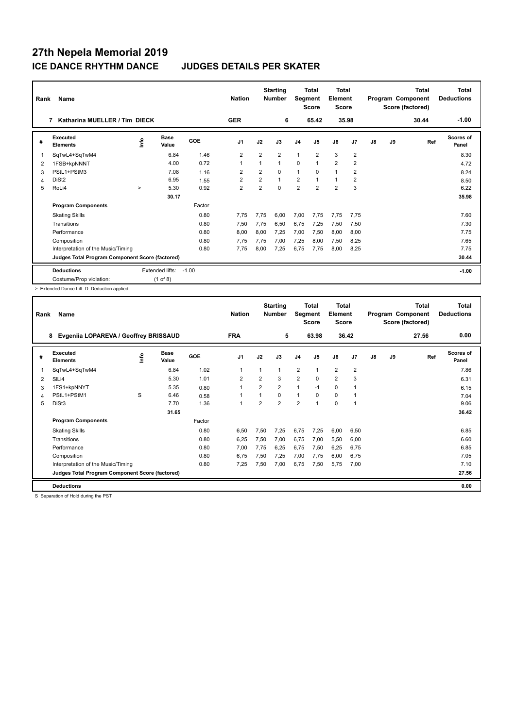# 27th Nepela Memorial 2019

## ICE DANCE RHYTHM DANCE JUDGES DETAILS PER SKATER

| Rank | Name | Nation | Starting Number | Total Segment Score | Total Element Score | Total Program Component Score (factored) | Total Deductions |
|---|---|---|---|---|---|---|---|
| 7 | Katharina MUELLER / Tim DIECK | GER | 6 | 65.42 | 35.98 | 30.44 | -1.00 |

| # | Executed Elements | Info | Base Value | GOE | J1 | J2 | J3 | J4 | J5 | J6 | J7 | J8 | J9 | Ref | Scores of Panel |
|---|---|---|---|---|---|---|---|---|---|---|---|---|---|---|---|
| 1 | SqTwL4+SqTwM4 | | 6.84 | 1.46 | 2 | 2 | 2 | 1 | 2 | 3 | 2 | | | | 8.30 |
| 2 | 1FSB+kpNNNT | | 4.00 | 0.72 | 1 | 1 | 1 | 0 | 1 | 2 | 2 | | | | 4.72 |
| 3 | PStL1+PStM3 | | 7.08 | 1.16 | 2 | 2 | 0 | 1 | 0 | 1 | 2 | | | | 8.24 |
| 4 | DiSt2 | | 6.95 | 1.55 | 2 | 2 | 1 | 2 | 1 | 1 | 2 | | | | 8.50 |
| 5 | RoLi4 | > | 5.30 | 0.92 | 2 | 2 | 0 | 2 | 2 | 2 | 3 | | | | 6.22 |
| | | | 30.17 | | | | | | | | | | | | 35.98 |
| | **Program Components** | | | Factor | | | | | | | | | | | |
| | Skating Skills | | | 0.80 | 7,75 | 7,75 | 6,00 | 7,00 | 7,75 | 7,75 | 7,75 | | | | 7.60 |
| | Transitions | | | 0.80 | 7,50 | 7,75 | 6,50 | 6,75 | 7,25 | 7,50 | 7,50 | | | | 7.30 |
| | Performance | | | 0.80 | 8,00 | 8,00 | 7,25 | 7,00 | 7,50 | 8,00 | 8,00 | | | | 7.75 |
| | Composition | | | 0.80 | 7,75 | 7,75 | 7,00 | 7,25 | 8,00 | 7,50 | 8,25 | | | | 7.65 |
| | Interpretation of the Music/Timing | | | 0.80 | 7,75 | 8,00 | 7,25 | 6,75 | 7,75 | 8,00 | 8,25 | | | | 7.75 |
| | **Judges Total Program Component Score (factored)** | | | | | | | | | | | | | | 30.44 |
| | **Deductions** | | Extended lifts: | -1.00 | | | | | | | | | | | -1.00 |
| | Costume/Prop violation: | | (1 of 8) | | | | | | | | | | | | |

> Extended Dance Lift D Deduction applied

| Rank | Name | Nation | Starting Number | Total Segment Score | Total Element Score | Total Program Component Score (factored) | Total Deductions |
|---|---|---|---|---|---|---|---|
| 8 | Evgeniia LOPAREVA / Geoffrey BRISSAUD | FRA | 5 | 63.98 | 36.42 | 27.56 | 0.00 |

| # | Executed Elements | Info | Base Value | GOE | J1 | J2 | J3 | J4 | J5 | J6 | J7 | J8 | J9 | Ref | Scores of Panel |
|---|---|---|---|---|---|---|---|---|---|---|---|---|---|---|---|
| 1 | SqTwL4+SqTwM4 | | 6.84 | 1.02 | 1 | 1 | 1 | 2 | 1 | 2 | 2 | | | | 7.86 |
| 2 | SlLi4 | | 5.30 | 1.01 | 2 | 2 | 3 | 2 | 0 | 2 | 3 | | | | 6.31 |
| 3 | 1FS1+kpNNYT | | 5.35 | 0.80 | 1 | 2 | 2 | 1 | -1 | 0 | 1 | | | | 6.15 |
| 4 | PStL1+PStM1 | S | 6.46 | 0.58 | 1 | 1 | 0 | 1 | 0 | 0 | 1 | | | | 7.04 |
| 5 | DiSt3 | | 7.70 | 1.36 | 1 | 2 | 2 | 2 | 1 | 0 | 1 | | | | 9.06 |
| | | | 31.65 | | | | | | | | | | | | 36.42 |
| | **Program Components** | | | Factor | | | | | | | | | | | |
| | Skating Skills | | | 0.80 | 6,50 | 7,50 | 7,25 | 6,75 | 7,25 | 6,00 | 6,50 | | | | 6.85 |
| | Transitions | | | 0.80 | 6,25 | 7,50 | 7,00 | 6,75 | 7,00 | 5,50 | 6,00 | | | | 6.60 |
| | Performance | | | 0.80 | 7,00 | 7,75 | 6,25 | 6,75 | 7,50 | 6,25 | 6,75 | | | | 6.85 |
| | Composition | | | 0.80 | 6,75 | 7,50 | 7,25 | 7,00 | 7,75 | 6,00 | 6,75 | | | | 7.05 |
| | Interpretation of the Music/Timing | | | 0.80 | 7,25 | 7,50 | 7,00 | 6,75 | 7,50 | 5,75 | 7,00 | | | | 7.10 |
| | **Judges Total Program Component Score (factored)** | | | | | | | | | | | | | | 27.56 |
| | **Deductions** | | | | | | | | | | | | | | 0.00 |

S Separation of Hold during the PST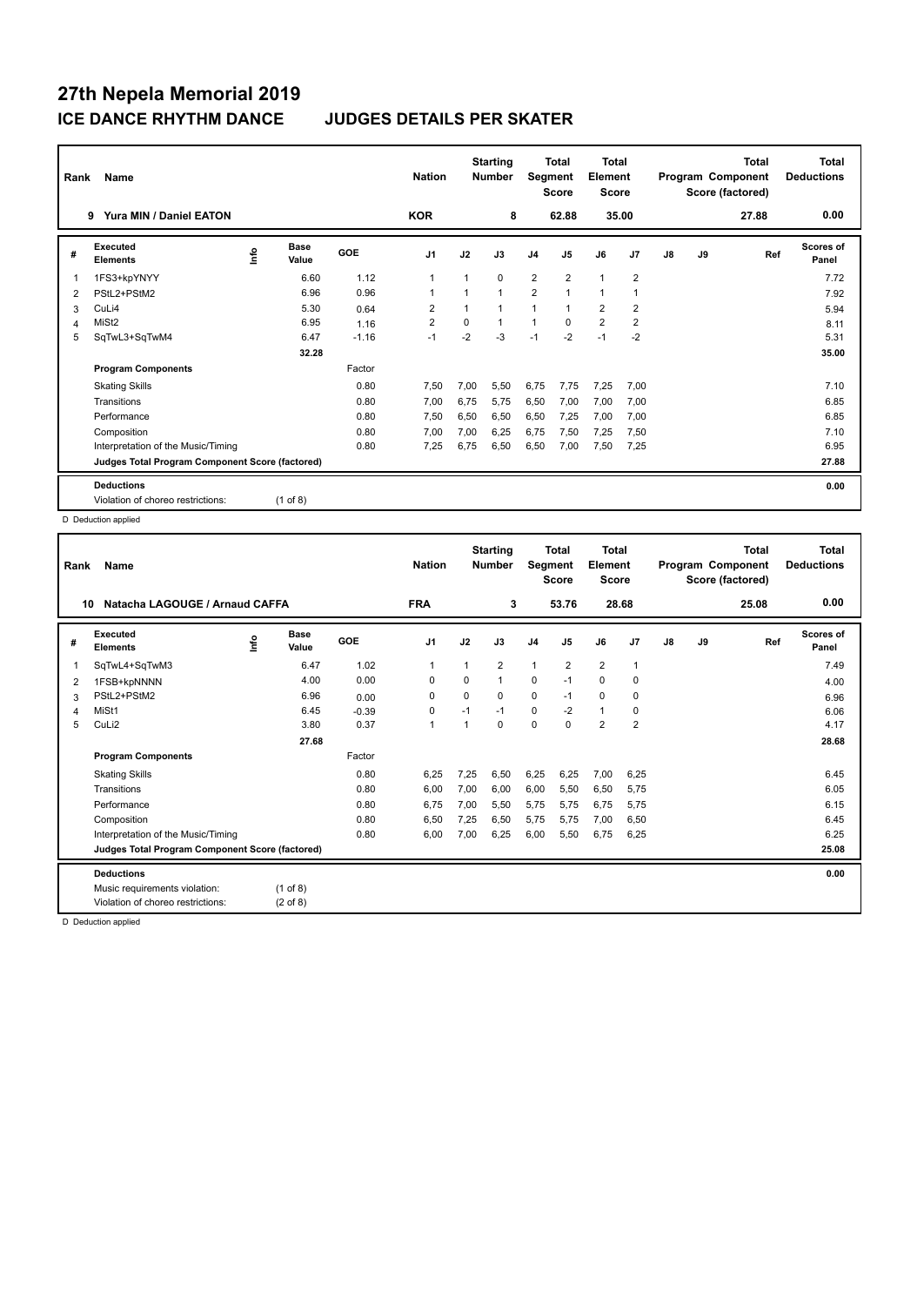# 27th Nepela Memorial 2019

## ICE DANCE RHYTHM DANCE JUDGES DETAILS PER SKATER

| Rank | Name | Nation | Starting Number | Total Segment Score | Total Element Score | Total Program Component Score (factored) | Total Deductions |
|---|---|---|---|---|---|---|---|
| 9 | Yura MIN / Daniel EATON | KOR | 8 | 62.88 | 35.00 | 27.88 | 0.00 |

| # | Executed Elements | Info | Base Value | GOE | J1 | J2 | J3 | J4 | J5 | J6 | J7 | J8 | J9 | Ref | Scores of Panel |
|---|---|---|---|---|---|---|---|---|---|---|---|---|---|---|---|
| 1 | 1FS3+kpYNYY | | 6.60 | 1.12 | 1 | 1 | 0 | 2 | 2 | 1 | 2 | | | | 7.72 |
| 2 | PStL2+PStM2 | | 6.96 | 0.96 | 1 | 1 | 1 | 2 | 1 | 1 | 1 | | | | 7.92 |
| 3 | CuLi4 | | 5.30 | 0.64 | 2 | 1 | 1 | 1 | 1 | 2 | 2 | | | | 5.94 |
| 4 | MiSt2 | | 6.95 | 1.16 | 2 | 0 | 1 | 1 | 0 | 2 | 2 | | | | 8.11 |
| 5 | SqTwL3+SqTwM4 | | 6.47 | -1.16 | -1 | -2 | -3 | -1 | -2 | -1 | -2 | | | | 5.31 |
| | | | 32.28 | | | | | | | | | | | | 35.00 |
| | **Program Components** | | | Factor | | | | | | | | | | | |
| | Skating Skills | | | 0.80 | 7,50 | 7,00 | 5,50 | 6,75 | 7,75 | 7,25 | 7,00 | | | | 7.10 |
| | Transitions | | | 0.80 | 7,00 | 6,75 | 5,75 | 6,50 | 7,00 | 7,00 | 7,00 | | | | 6.85 |
| | Performance | | | 0.80 | 7,50 | 6,50 | 6,50 | 6,50 | 7,25 | 7,00 | 7,00 | | | | 6.85 |
| | Composition | | | 0.80 | 7,00 | 7,00 | 6,25 | 6,75 | 7,50 | 7,25 | 7,50 | | | | 7.10 |
| | Interpretation of the Music/Timing | | | 0.80 | 7,25 | 6,75 | 6,50 | 6,50 | 7,00 | 7,50 | 7,25 | | | | 6.95 |
| | **Judges Total Program Component Score (factored)** | | | | | | | | | | | | | | 27.88 |
| | **Deductions** | | | | | | | | | | | | | | 0.00 |
| | Violation of choreo restrictions: | | (1 of 8) | | | | | | | | | | | | |

D Deduction applied

| Rank | Name | Nation | Starting Number | Total Segment Score | Total Element Score | Total Program Component Score (factored) | Total Deductions |
|---|---|---|---|---|---|---|---|
| 10 | Natacha LAGOUGE / Arnaud CAFFA | FRA | 3 | 53.76 | 28.68 | 25.08 | 0.00 |

| # | Executed Elements | Info | Base Value | GOE | J1 | J2 | J3 | J4 | J5 | J6 | J7 | J8 | J9 | Ref | Scores of Panel |
|---|---|---|---|---|---|---|---|---|---|---|---|---|---|---|---|
| 1 | SqTwL4+SqTwM3 | | 6.47 | 1.02 | 1 | 1 | 2 | 1 | 2 | 2 | 1 | | | | 7.49 |
| 2 | 1FSB+kpNNNN | | 4.00 | 0.00 | 0 | 0 | 1 | 0 | -1 | 0 | 0 | | | | 4.00 |
| 3 | PStL2+PStM2 | | 6.96 | 0.00 | 0 | 0 | 0 | 0 | -1 | 0 | 0 | | | | 6.96 |
| 4 | MiSt1 | | 6.45 | -0.39 | 0 | -1 | -1 | 0 | -2 | 1 | 0 | | | | 6.06 |
| 5 | CuLi2 | | 3.80 | 0.37 | 1 | 1 | 0 | 0 | 0 | 2 | 2 | | | | 4.17 |
| | | | 27.68 | | | | | | | | | | | | 28.68 |
| | **Program Components** | | | Factor | | | | | | | | | | | |
| | Skating Skills | | | 0.80 | 6,25 | 7,25 | 6,50 | 6,25 | 6,25 | 7,00 | 6,25 | | | | 6.45 |
| | Transitions | | | 0.80 | 6,00 | 7,00 | 6,00 | 6,00 | 5,50 | 6,50 | 5,75 | | | | 6.05 |
| | Performance | | | 0.80 | 6,75 | 7,00 | 5,50 | 5,75 | 5,75 | 6,75 | 5,75 | | | | 6.15 |
| | Composition | | | 0.80 | 6,50 | 7,25 | 6,50 | 5,75 | 5,75 | 7,00 | 6,50 | | | | 6.45 |
| | Interpretation of the Music/Timing | | | 0.80 | 6,00 | 7,00 | 6,25 | 6,00 | 5,50 | 6,75 | 6,25 | | | | 6.25 |
| | **Judges Total Program Component Score (factored)** | | | | | | | | | | | | | | 25.08 |
| | **Deductions** | | | | | | | | | | | | | | 0.00 |
| | Music requirements violation: | | (1 of 8) | | | | | | | | | | | | |
| | Violation of choreo restrictions: | | (2 of 8) | | | | | | | | | | | | |

D Deduction applied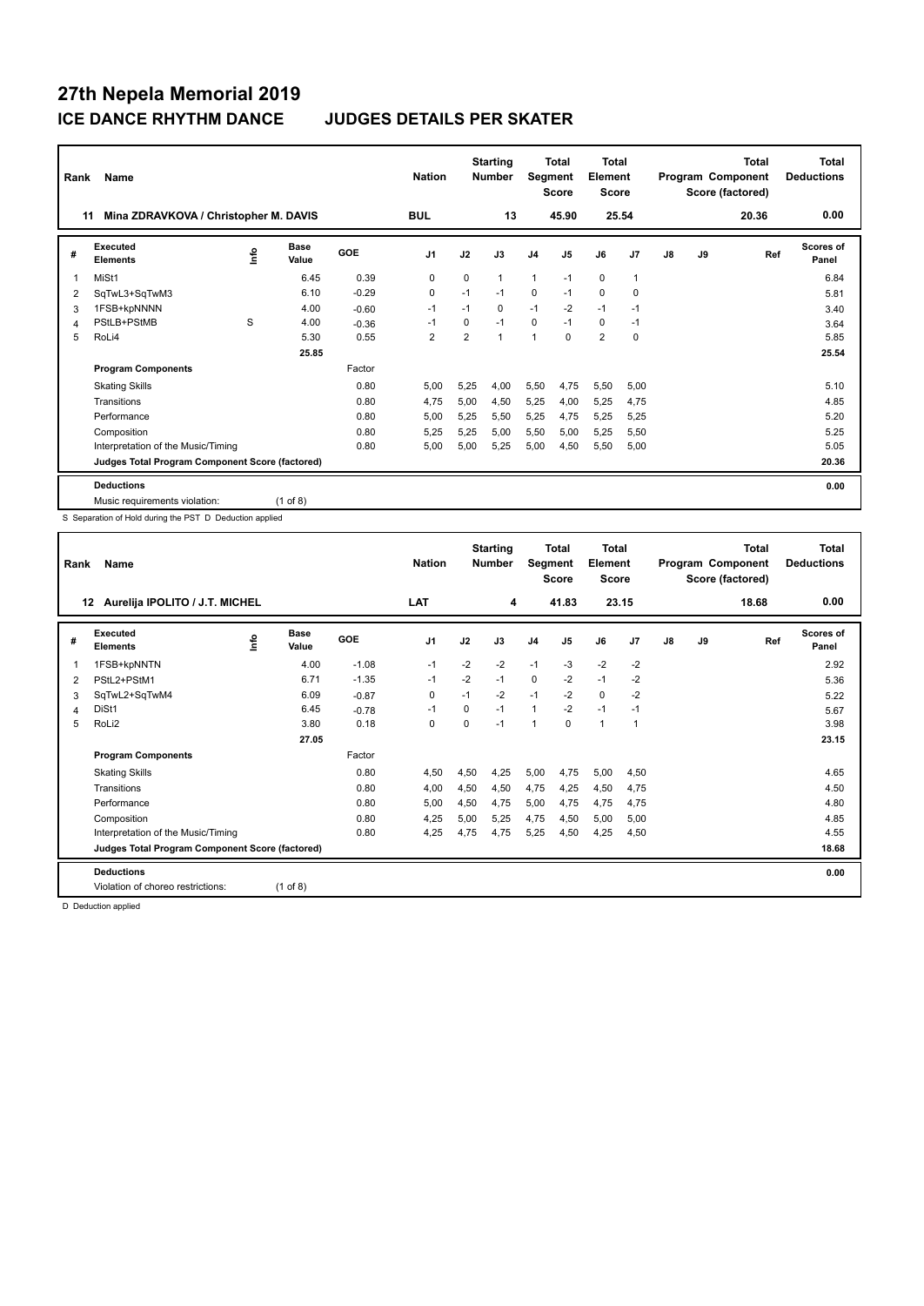# 27th Nepela Memorial 2019

## ICE DANCE RHYTHM DANCE JUDGES DETAILS PER SKATER

| Rank | Name | Nation | Starting Number | Total Segment Score | Total Element Score | Total Program Component Score (factored) | Total Deductions |
|---|---|---|---|---|---|---|---|
| 11 | Mina ZDRAVKOVA / Christopher M. DAVIS | BUL | 13 | 45.90 | 25.54 | 20.36 | 0.00 |

| # | Executed Elements | Info | Base Value | GOE | J1 | J2 | J3 | J4 | J5 | J6 | J7 | J8 | J9 | Ref | Scores of Panel |
|---|---|---|---|---|---|---|---|---|---|---|---|---|---|---|---|
| 1 | MiSt1 | | 6.45 | 0.39 | 0 | 0 | 1 | 1 | -1 | 0 | 1 | | | | 6.84 |
| 2 | SqTwL3+SqTwM3 | | 6.10 | -0.29 | 0 | -1 | -1 | 0 | -1 | 0 | 0 | | | | 5.81 |
| 3 | 1FSB+kpNNNN | | 4.00 | -0.60 | -1 | -1 | 0 | -1 | -2 | -1 | -1 | | | | 3.40 |
| 4 | PStLB+PStMB | S | 4.00 | -0.36 | -1 | 0 | -1 | 0 | -1 | 0 | -1 | | | | 3.64 |
| 5 | RoLi4 | | 5.30 | 0.55 | 2 | 2 | 1 | 1 | 0 | 2 | 0 | | | | 5.85 |
| | | | 25.85 | | | | | | | | | | | | 25.54 |
| | **Program Components** | | | Factor | | | | | | | | | | | |
| | Skating Skills | | | 0.80 | 5,00 | 5,25 | 4,00 | 5,50 | 4,75 | 5,50 | 5,00 | | | | 5.10 |
| | Transitions | | | 0.80 | 4,75 | 5,00 | 4,50 | 5,25 | 4,00 | 5,25 | 4,75 | | | | 4.85 |
| | Performance | | | 0.80 | 5,00 | 5,25 | 5,50 | 5,25 | 4,75 | 5,25 | 5,25 | | | | 5.20 |
| | Composition | | | 0.80 | 5,25 | 5,25 | 5,00 | 5,50 | 5,00 | 5,25 | 5,50 | | | | 5.25 |
| | Interpretation of the Music/Timing | | | 0.80 | 5,00 | 5,00 | 5,25 | 5,00 | 4,50 | 5,50 | 5,00 | | | | 5.05 |
| | **Judges Total Program Component Score (factored)** | | | | | | | | | | | | | | 20.36 |
| | **Deductions** | | | | | | | | | | | | | | 0.00 |
| | Music requirements violation: | | (1 of 8) | | | | | | | | | | | | |

S Separation of Hold during the PST D Deduction applied

| Rank | Name | Nation | Starting Number | Total Segment Score | Total Element Score | Total Program Component Score (factored) | Total Deductions |
|---|---|---|---|---|---|---|---|
| 12 | Aurelija IPOLITO / J.T. MICHEL | LAT | 4 | 41.83 | 23.15 | 18.68 | 0.00 |

| # | Executed Elements | Info | Base Value | GOE | J1 | J2 | J3 | J4 | J5 | J6 | J7 | J8 | J9 | Ref | Scores of Panel |
|---|---|---|---|---|---|---|---|---|---|---|---|---|---|---|---|
| 1 | 1FSB+kpNNTN | | 4.00 | -1.08 | -1 | -2 | -2 | -1 | -3 | -2 | -2 | | | | 2.92 |
| 2 | PStL2+PStM1 | | 6.71 | -1.35 | -1 | -2 | -1 | 0 | -2 | -1 | -2 | | | | 5.36 |
| 3 | SqTwL2+SqTwM4 | | 6.09 | -0.87 | 0 | -1 | -2 | -1 | -2 | 0 | -2 | | | | 5.22 |
| 4 | DiSt1 | | 6.45 | -0.78 | -1 | 0 | -1 | 1 | -2 | -1 | -1 | | | | 5.67 |
| 5 | RoLi2 | | 3.80 | 0.18 | 0 | 0 | -1 | 1 | 0 | 1 | 1 | | | | 3.98 |
| | | | 27.05 | | | | | | | | | | | | 23.15 |
| | **Program Components** | | | Factor | | | | | | | | | | | |
| | Skating Skills | | | 0.80 | 4,50 | 4,50 | 4,25 | 5,00 | 4,75 | 5,00 | 4,50 | | | | 4.65 |
| | Transitions | | | 0.80 | 4,00 | 4,50 | 4,50 | 4,75 | 4,25 | 4,50 | 4,75 | | | | 4.50 |
| | Performance | | | 0.80 | 5,00 | 4,50 | 4,75 | 5,00 | 4,75 | 4,75 | 4,75 | | | | 4.80 |
| | Composition | | | 0.80 | 4,25 | 5,00 | 5,25 | 4,75 | 4,50 | 5,00 | 5,00 | | | | 4.85 |
| | Interpretation of the Music/Timing | | | 0.80 | 4,25 | 4,75 | 4,75 | 5,25 | 4,50 | 4,25 | 4,50 | | | | 4.55 |
| | **Judges Total Program Component Score (factored)** | | | | | | | | | | | | | | 18.68 |
| | **Deductions** | | | | | | | | | | | | | | 0.00 |
| | Violation of choreo restrictions: | | (1 of 8) | | | | | | | | | | | | |

D Deduction applied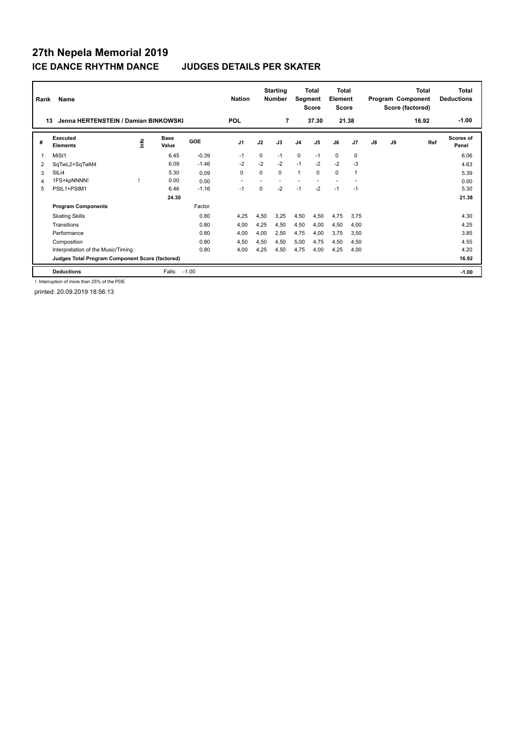# 27th Nepela Memorial 2019

## ICE DANCE RHYTHM DANCE JUDGES DETAILS PER SKATER

| Rank | Name | Nation | Starting Number | Total Segment Score | Total Element Score | Total Program Component Score (factored) | Total Deductions |
|---|---|---|---|---|---|---|---|
| 13 | Jenna HERTENSTEIN / Damian BINKOWSKI | POL | 7 | 37.30 | 21.38 | 16.92 | -1.00 |

| # | Executed Elements | Info | Base Value | GOE | J1 | J2 | J3 | J4 | J5 | J6 | J7 | J8 | J9 | Ref | Scores of Panel |
|---|---|---|---|---|---|---|---|---|---|---|---|---|---|---|---|
| 1 | MiSt1 | | 6.45 | -0.39 | -1 | 0 | -1 | 0 | -1 | 0 | 0 | | | | 6.06 |
| 2 | SqTwL2+SqTwM4 | | 6.09 | -1.46 | -2 | -2 | -2 | -1 | -2 | -2 | -3 | | | | 4.63 |
| 3 | SlLi4 | | 5.30 | 0.09 | 0 | 0 | 0 | 1 | 0 | 0 | 1 | | | | 5.39 |
| 4 | 1FS+kpNNNN! | ! | 0.00 | 0.00 | - | - | - | - | - | - | - | | | | 0.00 |
| 5 | PStL1+PStM1 | | 6.46 | -1.16 | -1 | 0 | -2 | -1 | -2 | -1 | -1 | | | | 5.30 |
| | | | 24.30 | | | | | | | | | | | | 21.38 |
| | **Program Components** | | | Factor | | | | | | | | | | | |
| | Skating Skills | | | 0.80 | 4,25 | 4,50 | 3,25 | 4,50 | 4,50 | 4,75 | 3,75 | | | | 4.30 |
| | Transitions | | | 0.80 | 4,00 | 4,25 | 4,50 | 4,50 | 4,00 | 4,50 | 4,00 | | | | 4.25 |
| | Performance | | | 0.80 | 4,00 | 4,00 | 2,50 | 4,75 | 4,00 | 3,75 | 3,50 | | | | 3.85 |
| | Composition | | | 0.80 | 4,50 | 4,50 | 4,50 | 5,00 | 4,75 | 4,50 | 4,50 | | | | 4.55 |
| | Interpretation of the Music/Timing | | | 0.80 | 4,00 | 4,25 | 4,50 | 4,75 | 4,00 | 4,25 | 4,00 | | | | 4.20 |
| | **Judges Total Program Component Score (factored)** | | | | | | | | | | | | | | 16.92 |
| | **Deductions** | | Falls: | -1.00 | | | | | | | | | | | -1.00 |

! Interruption of more than 25% of the PDE

printed: 20.09.2019 18:56:13